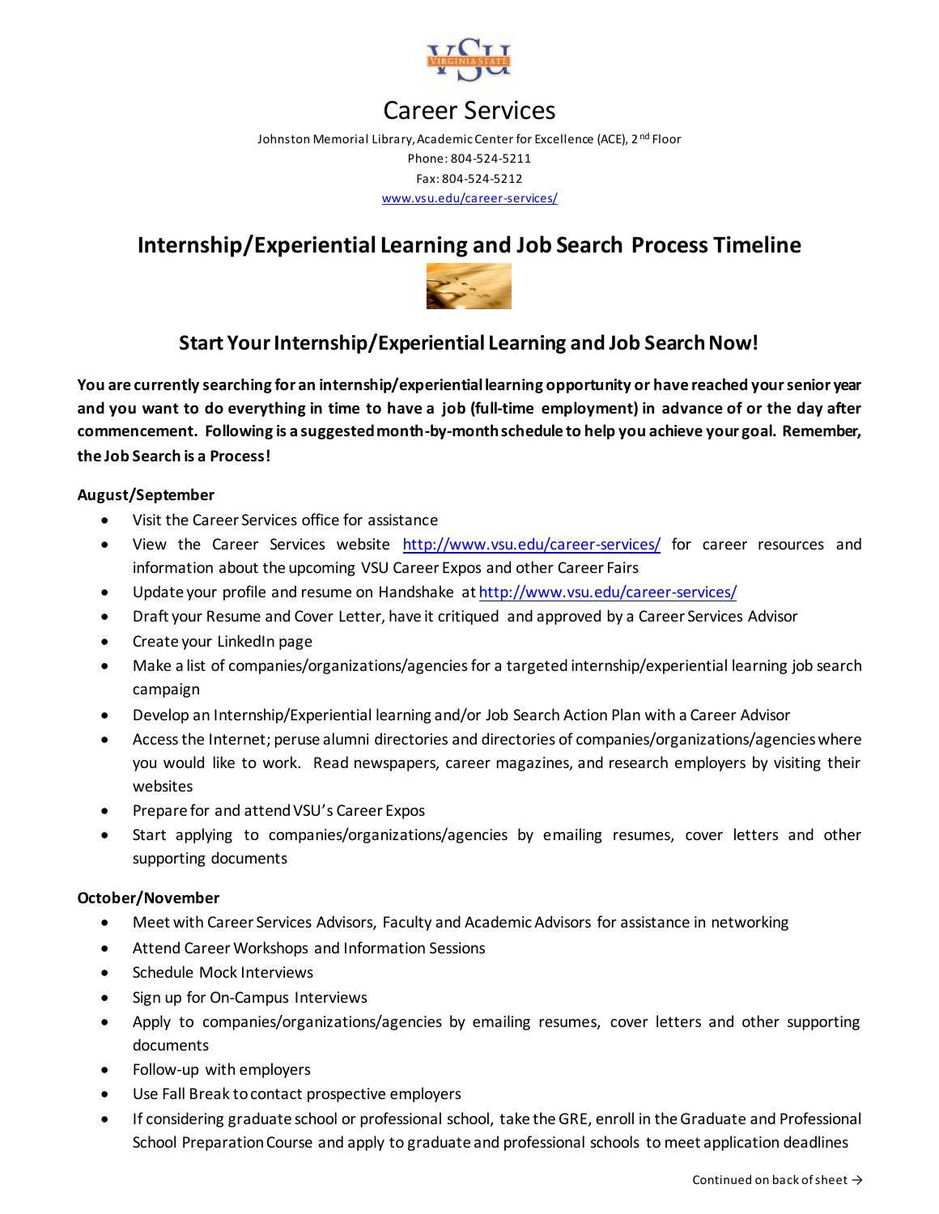# Career Services

Johnston Memorial Library, Academic Center for Excellence (ACE), 2nd Floor
Phone: 804-524-5211
Fax: 804-524-5212
www.vsu.edu/career-services/

## Internship/Experiential Learning and Job Search Process Timeline

### Start Your Internship/Experiential Learning and Job Search Now!

**You are currently searching for an internship/experiential learning opportunity or have reached your senior year and you want to do everything in time to have a job (full-time employment) in advance of or the day after commencement. Following is a suggested month-by-month schedule to help you achieve your goal. Remember, the Job Search is a Process!**

**August/September**

- Visit the Career Services office for assistance
- View the Career Services website http://www.vsu.edu/career-services/ for career resources and information about the upcoming VSU Career Expos and other Career Fairs
- Update your profile and resume on Handshake at http://www.vsu.edu/career-services/
- Draft your Resume and Cover Letter, have it critiqued and approved by a Career Services Advisor
- Create your LinkedIn page
- Make a list of companies/organizations/agencies for a targeted internship/experiential learning job search campaign
- Develop an Internship/Experiential learning and/or Job Search Action Plan with a Career Advisor
- Access the Internet; peruse alumni directories and directories of companies/organizations/agencies where you would like to work. Read newspapers, career magazines, and research employers by visiting their websites
- Prepare for and attend VSU's Career Expos
- Start applying to companies/organizations/agencies by emailing resumes, cover letters and other supporting documents

**October/November**

- Meet with Career Services Advisors, Faculty and Academic Advisors for assistance in networking
- Attend Career Workshops and Information Sessions
- Schedule Mock Interviews
- Sign up for On-Campus Interviews
- Apply to companies/organizations/agencies by emailing resumes, cover letters and other supporting documents
- Follow-up with employers
- Use Fall Break to contact prospective employers
- If considering graduate school or professional school, take the GRE, enroll in the Graduate and Professional School Preparation Course and apply to graduate and professional schools to meet application deadlines

Continued on back of sheet →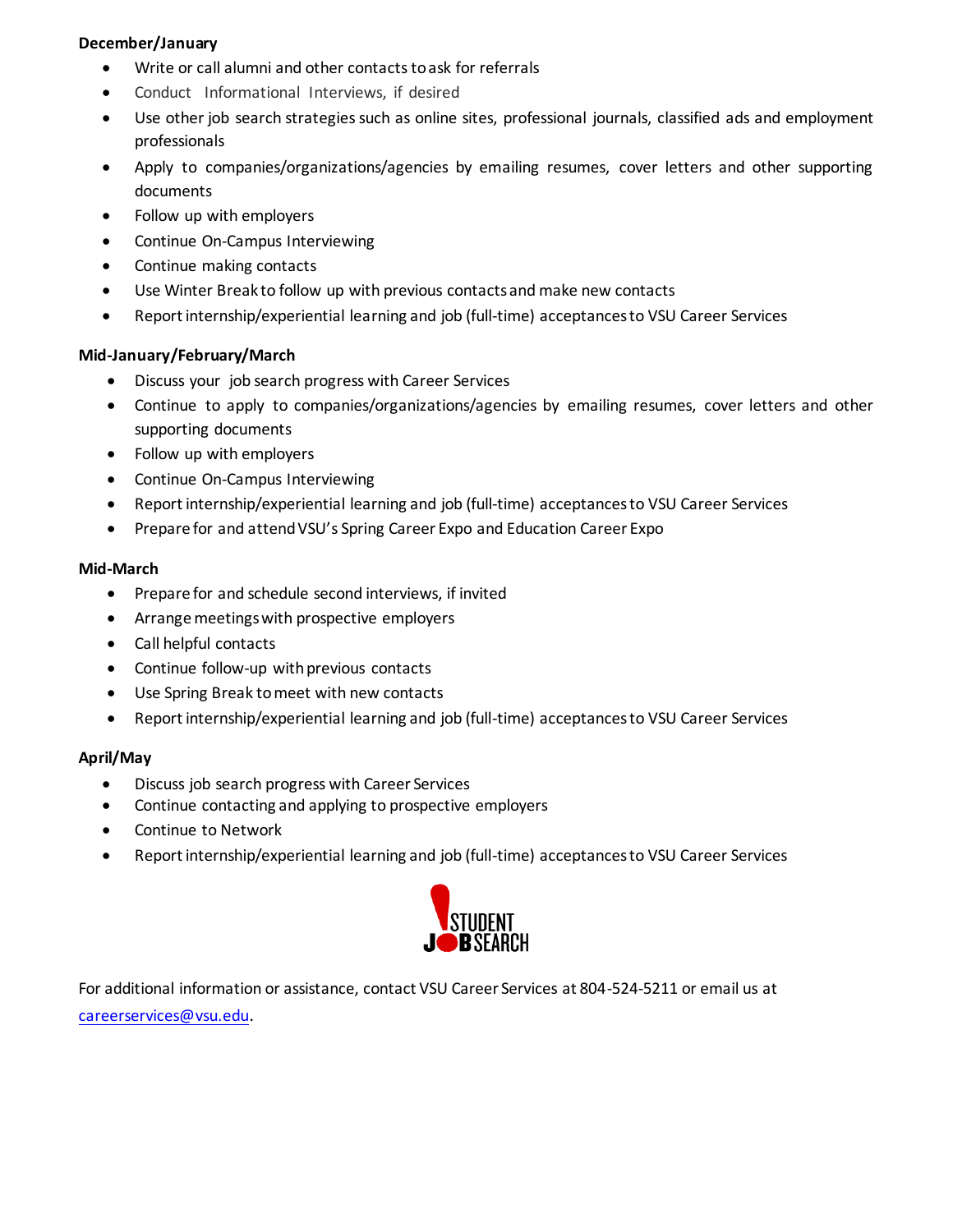**December/January**

- Write or call alumni and other contacts to ask for referrals
- Conduct Informational Interviews, if desired
- Use other job search strategies such as online sites, professional journals, classified ads and employment professionals
- Apply to companies/organizations/agencies by emailing resumes, cover letters and other supporting documents
- Follow up with employers
- Continue On-Campus Interviewing
- Continue making contacts
- Use Winter Break to follow up with previous contacts and make new contacts
- Report internship/experiential learning and job (full-time) acceptances to VSU Career Services

**Mid-January/February/March**

- Discuss your job search progress with Career Services
- Continue to apply to companies/organizations/agencies by emailing resumes, cover letters and other supporting documents
- Follow up with employers
- Continue On-Campus Interviewing
- Report internship/experiential learning and job (full-time) acceptances to VSU Career Services
- Prepare for and attend VSU's Spring Career Expo and Education Career Expo

**Mid-March**

- Prepare for and schedule second interviews, if invited
- Arrange meetings with prospective employers
- Call helpful contacts
- Continue follow-up with previous contacts
- Use Spring Break to meet with new contacts
- Report internship/experiential learning and job (full-time) acceptances to VSU Career Services

**April/May**

- Discuss job search progress with Career Services
- Continue contacting and applying to prospective employers
- Continue to Network
- Report internship/experiential learning and job (full-time) acceptances to VSU Career Services

STUDENT JOB SEARCH

For additional information or assistance, contact VSU Career Services at 804-524-5211 or email us at careerservices@vsu.edu.